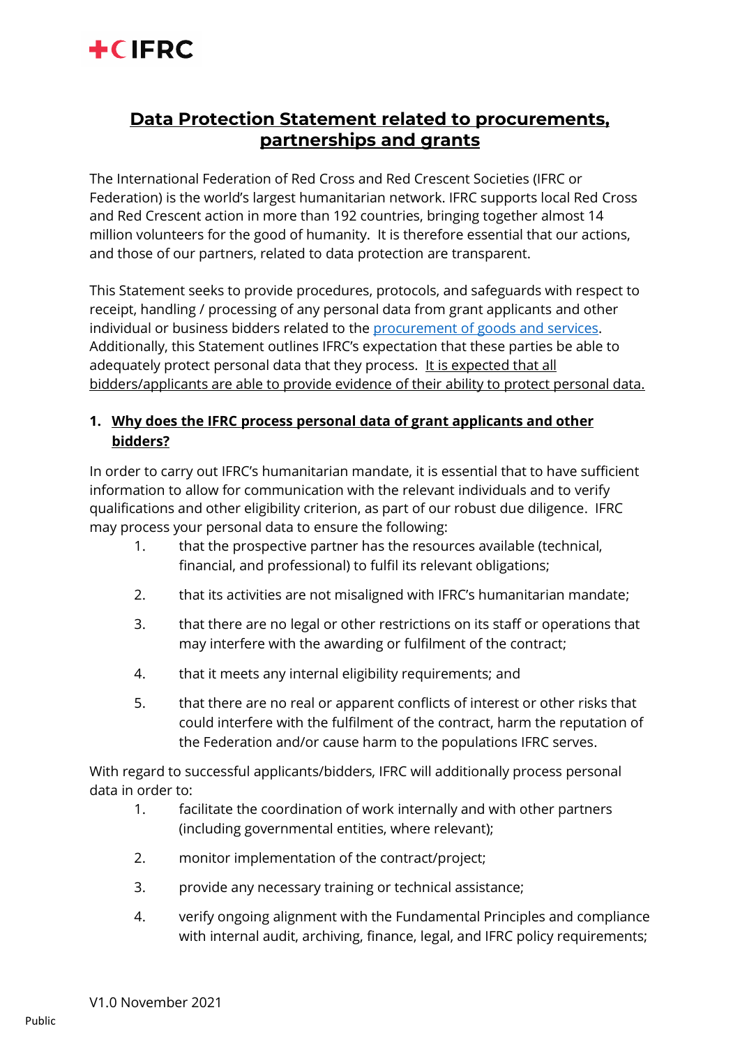# Data Protection Statement related to procurements, partnerships and grants

The International Federation of Red Cross and Red Crescent Societies (IFRC or Federation) is the world's largest humanitarian network. IFRC supports local Red Cross and Red Crescent action in more than 192 countries, bringing together almost 14 million volunteers for the good of humanity. It is therefore essential that our actions, and those of our partners, related to data protection are transparent.

This Statement seeks to provide procedures, protocols, and safeguards with respect to receipt, handling / processing of any personal data from grant applicants and other individual or business bidders related to the procurement of goods and services. Additionally, this Statement outlines IFRC's expectation that these parties be able to adequately protect personal data that they process. It is expected that all bidders/applicants are able to provide evidence of their ability to protect personal data.

## 1. Why does the IFRC process personal data of grant applicants and other bidders?

In order to carry out IFRC's humanitarian mandate, it is essential that to have sufficient information to allow for communication with the relevant individuals and to verify qualifications and other eligibility criterion, as part of our robust due diligence. IFRC may process your personal data to ensure the following:

1. that the prospective partner has the resources available (technical, financial, and professional) to fulfil its relevant obligations;
2. that its activities are not misaligned with IFRC's humanitarian mandate;
3. that there are no legal or other restrictions on its staff or operations that may interfere with the awarding or fulfilment of the contract;
4. that it meets any internal eligibility requirements; and
5. that there are no real or apparent conflicts of interest or other risks that could interfere with the fulfilment of the contract, harm the reputation of the Federation and/or cause harm to the populations IFRC serves.

With regard to successful applicants/bidders, IFRC will additionally process personal data in order to:

1. facilitate the coordination of work internally and with other partners (including governmental entities, where relevant);
2. monitor implementation of the contract/project;
3. provide any necessary training or technical assistance;
4. verify ongoing alignment with the Fundamental Principles and compliance with internal audit, archiving, finance, legal, and IFRC policy requirements;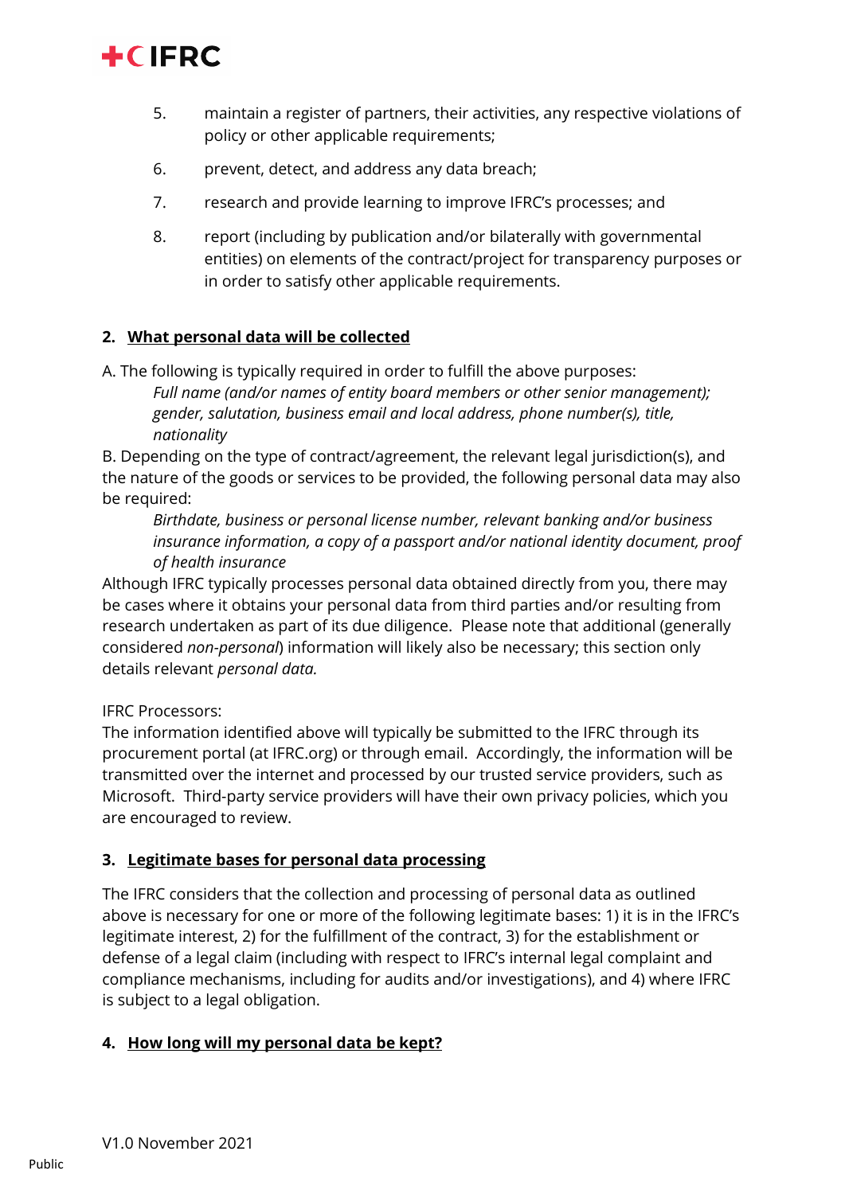5. maintain a register of partners, their activities, any respective violations of policy or other applicable requirements;

6. prevent, detect, and address any data breach;

7. research and provide learning to improve IFRC's processes; and

8. report (including by publication and/or bilaterally with governmental entities) on elements of the contract/project for transparency purposes or in order to satisfy other applicable requirements.

## 2. What personal data will be collected

A. The following is typically required in order to fulfill the above purposes:

*Full name (and/or names of entity board members or other senior management); gender, salutation, business email and local address, phone number(s), title, nationality*

B. Depending on the type of contract/agreement, the relevant legal jurisdiction(s), and the nature of the goods or services to be provided, the following personal data may also be required:

*Birthdate, business or personal license number, relevant banking and/or business insurance information, a copy of a passport and/or national identity document, proof of health insurance*

Although IFRC typically processes personal data obtained directly from you, there may be cases where it obtains your personal data from third parties and/or resulting from research undertaken as part of its due diligence. Please note that additional (generally considered *non-personal*) information will likely also be necessary; this section only details relevant *personal data.*

IFRC Processors:

The information identified above will typically be submitted to the IFRC through its procurement portal (at IFRC.org) or through email. Accordingly, the information will be transmitted over the internet and processed by our trusted service providers, such as Microsoft. Third-party service providers will have their own privacy policies, which you are encouraged to review.

## 3. Legitimate bases for personal data processing

The IFRC considers that the collection and processing of personal data as outlined above is necessary for one or more of the following legitimate bases: 1) it is in the IFRC's legitimate interest, 2) for the fulfillment of the contract, 3) for the establishment or defense of a legal claim (including with respect to IFRC's internal legal complaint and compliance mechanisms, including for audits and/or investigations), and 4) where IFRC is subject to a legal obligation.

## 4. How long will my personal data be kept?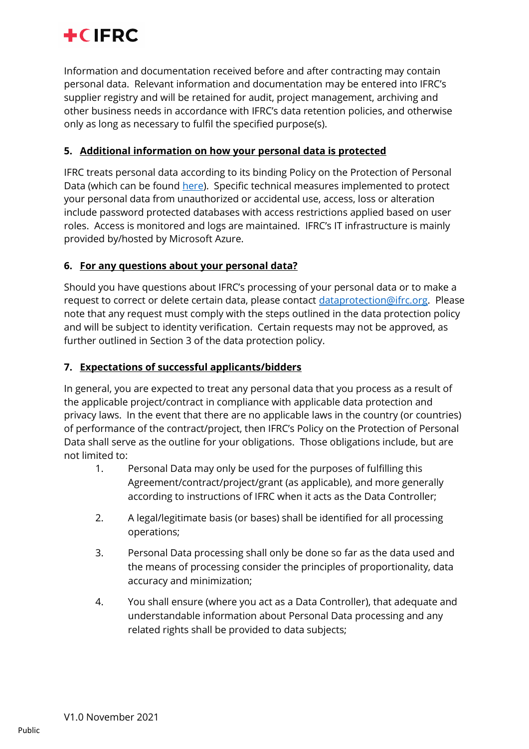Information and documentation received before and after contracting may contain personal data. Relevant information and documentation may be entered into IFRC's supplier registry and will be retained for audit, project management, archiving and other business needs in accordance with IFRC's data retention policies, and otherwise only as long as necessary to fulfil the specified purpose(s).

## 5. Additional information on how your personal data is protected

IFRC treats personal data according to its binding Policy on the Protection of Personal Data (which can be found [here](#)). Specific technical measures implemented to protect your personal data from unauthorized or accidental use, access, loss or alteration include password protected databases with access restrictions applied based on user roles. Access is monitored and logs are maintained. IFRC's IT infrastructure is mainly provided by/hosted by Microsoft Azure.

## 6. For any questions about your personal data?

Should you have questions about IFRC's processing of your personal data or to make a request to correct or delete certain data, please contact [dataprotection@ifrc.org](mailto:dataprotection@ifrc.org). Please note that any request must comply with the steps outlined in the data protection policy and will be subject to identity verification. Certain requests may not be approved, as further outlined in Section 3 of the data protection policy.

## 7. Expectations of successful applicants/bidders

In general, you are expected to treat any personal data that you process as a result of the applicable project/contract in compliance with applicable data protection and privacy laws. In the event that there are no applicable laws in the country (or countries) of performance of the contract/project, then IFRC's Policy on the Protection of Personal Data shall serve as the outline for your obligations. Those obligations include, but are not limited to:

1. Personal Data may only be used for the purposes of fulfilling this Agreement/contract/project/grant (as applicable), and more generally according to instructions of IFRC when it acts as the Data Controller;

2. A legal/legitimate basis (or bases) shall be identified for all processing operations;

3. Personal Data processing shall only be done so far as the data used and the means of processing consider the principles of proportionality, data accuracy and minimization;

4. You shall ensure (where you act as a Data Controller), that adequate and understandable information about Personal Data processing and any related rights shall be provided to data subjects;

V1.0 November 2021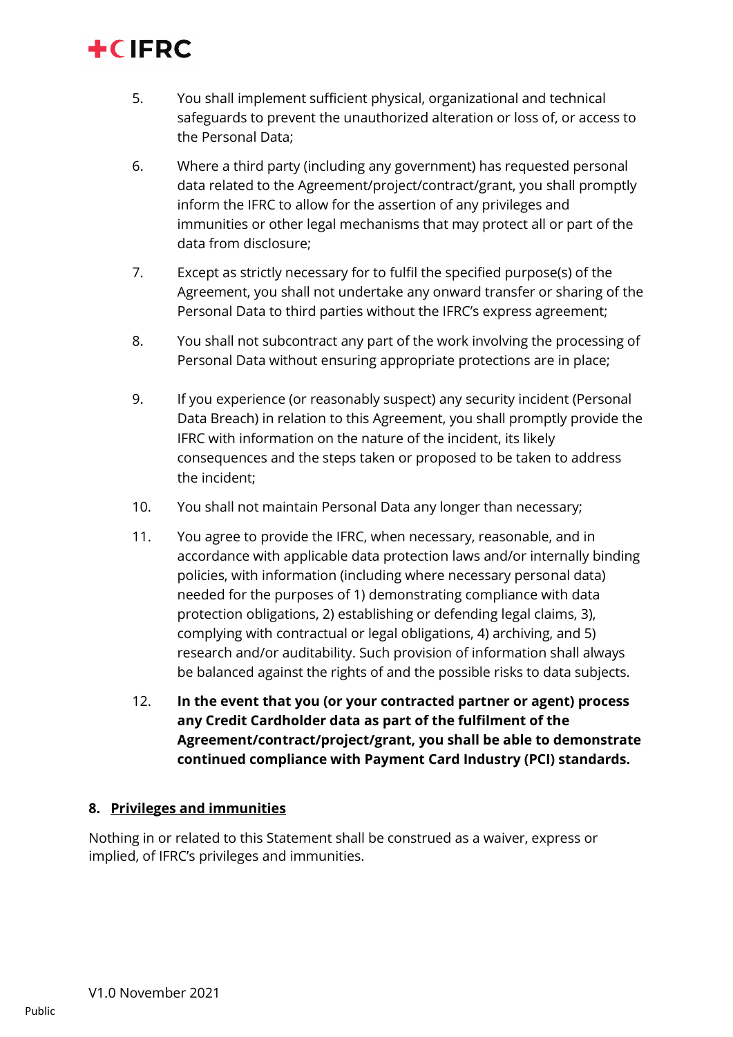5. You shall implement sufficient physical, organizational and technical safeguards to prevent the unauthorized alteration or loss of, or access to the Personal Data;

6. Where a third party (including any government) has requested personal data related to the Agreement/project/contract/grant, you shall promptly inform the IFRC to allow for the assertion of any privileges and immunities or other legal mechanisms that may protect all or part of the data from disclosure;

7. Except as strictly necessary for to fulfil the specified purpose(s) of the Agreement, you shall not undertake any onward transfer or sharing of the Personal Data to third parties without the IFRC's express agreement;

8. You shall not subcontract any part of the work involving the processing of Personal Data without ensuring appropriate protections are in place;

9. If you experience (or reasonably suspect) any security incident (Personal Data Breach) in relation to this Agreement, you shall promptly provide the IFRC with information on the nature of the incident, its likely consequences and the steps taken or proposed to be taken to address the incident;

10. You shall not maintain Personal Data any longer than necessary;

11. You agree to provide the IFRC, when necessary, reasonable, and in accordance with applicable data protection laws and/or internally binding policies, with information (including where necessary personal data) needed for the purposes of 1) demonstrating compliance with data protection obligations, 2) establishing or defending legal claims, 3), complying with contractual or legal obligations, 4) archiving, and 5) research and/or auditability. Such provision of information shall always be balanced against the rights of and the possible risks to data subjects.

12. **In the event that you (or your contracted partner or agent) process any Credit Cardholder data as part of the fulfilment of the Agreement/contract/project/grant, you shall be able to demonstrate continued compliance with Payment Card Industry (PCI) standards.**

## 8. <u>Privileges and immunities</u>

Nothing in or related to this Statement shall be construed as a waiver, express or implied, of IFRC's privileges and immunities.

V1.0 November 2021